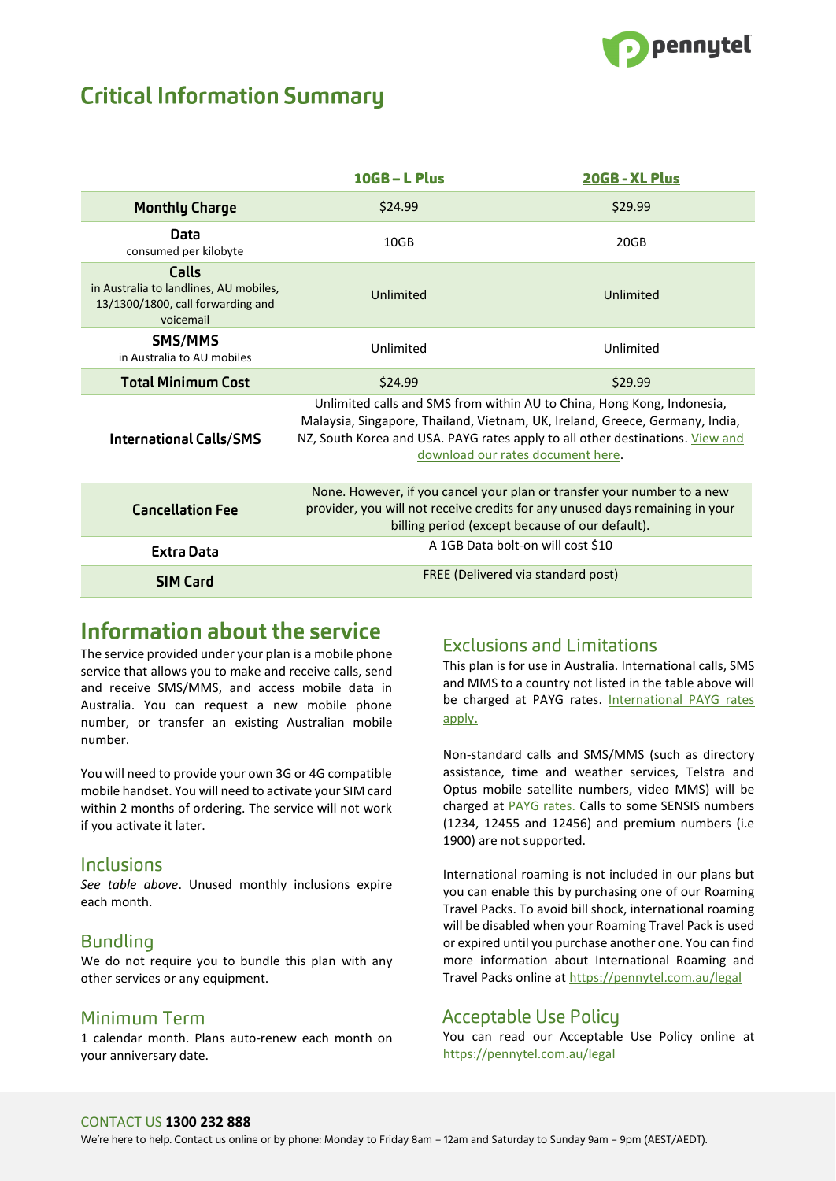# Critical Information Summary

| | 10GB – L Plus | 20GB - XL Plus |
|---|---|---|
| **Monthly Charge** | $24.99 | $29.99 |
| **Data** consumed per kilobyte | 10GB | 20GB |
| **Calls** in Australia to landlines, AU mobiles, 13/1300/1800, call forwarding and voicemail | Unlimited | Unlimited |
| **SMS/MMS** in Australia to AU mobiles | Unlimited | Unlimited |
| **Total Minimum Cost** | $24.99 | $29.99 |
| **International Calls/SMS** | Unlimited calls and SMS from within AU to China, Hong Kong, Indonesia, Malaysia, Singapore, Thailand, Vietnam, UK, Ireland, Greece, Germany, India, NZ, South Korea and USA. PAYG rates apply to all other destinations. View and download our rates document here. | |
| **Cancellation Fee** | None. However, if you cancel your plan or transfer your number to a new provider, you will not receive credits for any unused days remaining in your billing period (except because of our default). | |
| **Extra Data** | A 1GB Data bolt-on will cost $10 | |
| **SIM Card** | FREE (Delivered via standard post) | |

## Information about the service

The service provided under your plan is a mobile phone service that allows you to make and receive calls, send and receive SMS/MMS, and access mobile data in Australia. You can request a new mobile phone number, or transfer an existing Australian mobile number.

You will need to provide your own 3G or 4G compatible mobile handset. You will need to activate your SIM card within 2 months of ordering. The service will not work if you activate it later.

### Inclusions

*See table above*. Unused monthly inclusions expire each month.

### Bundling

We do not require you to bundle this plan with any other services or any equipment.

### Minimum Term

1 calendar month. Plans auto-renew each month on your anniversary date.

### Exclusions and Limitations

This plan is for use in Australia. International calls, SMS and MMS to a country not listed in the table above will be charged at PAYG rates. International PAYG rates apply.

Non-standard calls and SMS/MMS (such as directory assistance, time and weather services, Telstra and Optus mobile satellite numbers, video MMS) will be charged at PAYG rates. Calls to some SENSIS numbers (1234, 12455 and 12456) and premium numbers (i.e 1900) are not supported.

International roaming is not included in our plans but you can enable this by purchasing one of our Roaming Travel Packs. To avoid bill shock, international roaming will be disabled when your Roaming Travel Pack is used or expired until you purchase another one. You can find more information about International Roaming and Travel Packs online at https://pennytel.com.au/legal

### Acceptable Use Policy

You can read our Acceptable Use Policy online at https://pennytel.com.au/legal

CONTACT US **1300 232 888**

We're here to help. Contact us online or by phone: Monday to Friday 8am – 12am and Saturday to Sunday 9am – 9pm (AEST/AEDT).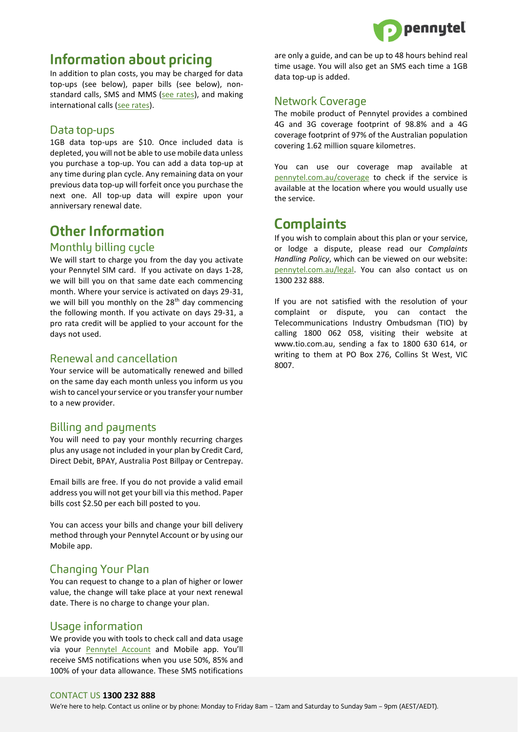# Information about pricing

In addition to plan costs, you may be charged for data top-ups (see below), paper bills (see below), non-standard calls, SMS and MMS (see rates), and making international calls (see rates).

## Data top-ups

1GB data top-ups are $10. Once included data is depleted, you will not be able to use mobile data unless you purchase a top-up. You can add a data top-up at any time during plan cycle. Any remaining data on your previous data top-up will forfeit once you purchase the next one. All top-up data will expire upon your anniversary renewal date.

# Other Information

## Monthly billing cycle

We will start to charge you from the day you activate your Pennytel SIM card. If you activate on days 1-28, we will bill you on that same date each commencing month. Where your service is activated on days 29-31, we will bill you monthly on the 28th day commencing the following month. If you activate on days 29-31, a pro rata credit will be applied to your account for the days not used.

## Renewal and cancellation

Your service will be automatically renewed and billed on the same day each month unless you inform us you wish to cancel your service or you transfer your number to a new provider.

## Billing and payments

You will need to pay your monthly recurring charges plus any usage not included in your plan by Credit Card, Direct Debit, BPAY, Australia Post Billpay or Centrepay.

Email bills are free. If you do not provide a valid email address you will not get your bill via this method. Paper bills cost $2.50 per each bill posted to you.

You can access your bills and change your bill delivery method through your Pennytel Account or by using our Mobile app.

## Changing Your Plan

You can request to change to a plan of higher or lower value, the change will take place at your next renewal date. There is no charge to change your plan.

## Usage information

We provide you with tools to check call and data usage via your Pennytel Account and Mobile app. You'll receive SMS notifications when you use 50%, 85% and 100% of your data allowance. These SMS notifications are only a guide, and can be up to 48 hours behind real time usage. You will also get an SMS each time a 1GB data top-up is added.

## Network Coverage

The mobile product of Pennytel provides a combined 4G and 3G coverage footprint of 98.8% and a 4G coverage footprint of 97% of the Australian population covering 1.62 million square kilometres.

You can use our coverage map available at pennytel.com.au/coverage to check if the service is available at the location where you would usually use the service.

# Complaints

If you wish to complain about this plan or your service, or lodge a dispute, please read our *Complaints Handling Policy*, which can be viewed on our website: pennytel.com.au/legal. You can also contact us on 1300 232 888.

If you are not satisfied with the resolution of your complaint or dispute, you can contact the Telecommunications Industry Ombudsman (TIO) by calling 1800 062 058, visiting their website at www.tio.com.au, sending a fax to 1800 630 614, or writing to them at PO Box 276, Collins St West, VIC 8007.

CONTACT US **1300 232 888**

We're here to help. Contact us online or by phone: Monday to Friday 8am – 12am and Saturday to Sunday 9am – 9pm (AEST/AEDT).